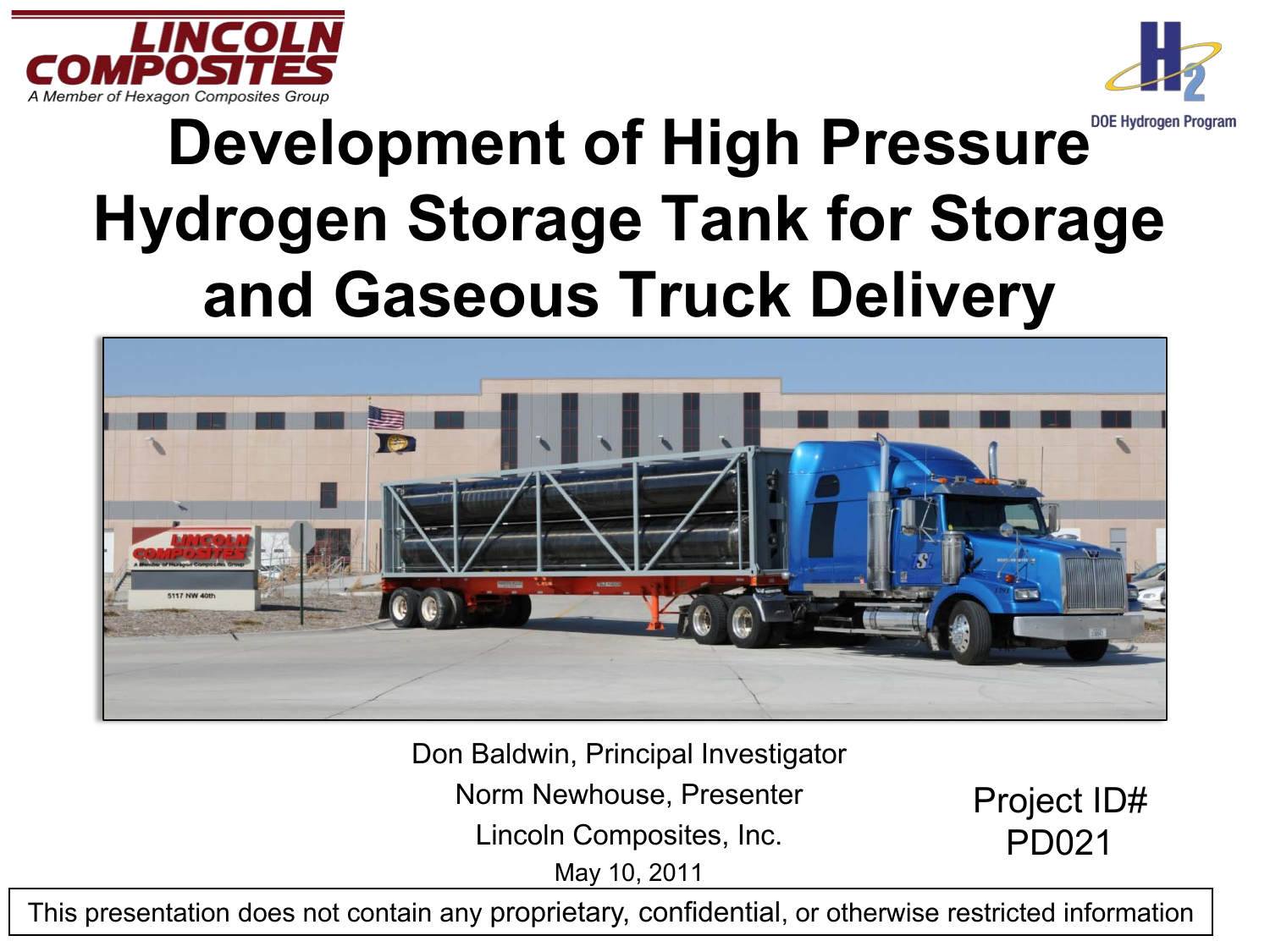LINCOLN COMPOSITES

*A Member of Hexagon Composites Group*

DOE Hydrogen Program

# Development of High Pressure Hydrogen Storage Tank for Storage and Gaseous Truck Delivery

Don Baldwin, Principal Investigator

Norm Newhouse, Presenter

Lincoln Composites, Inc.

May 10, 2011

Project ID# PD021

This presentation does not contain any proprietary, confidential, or otherwise restricted information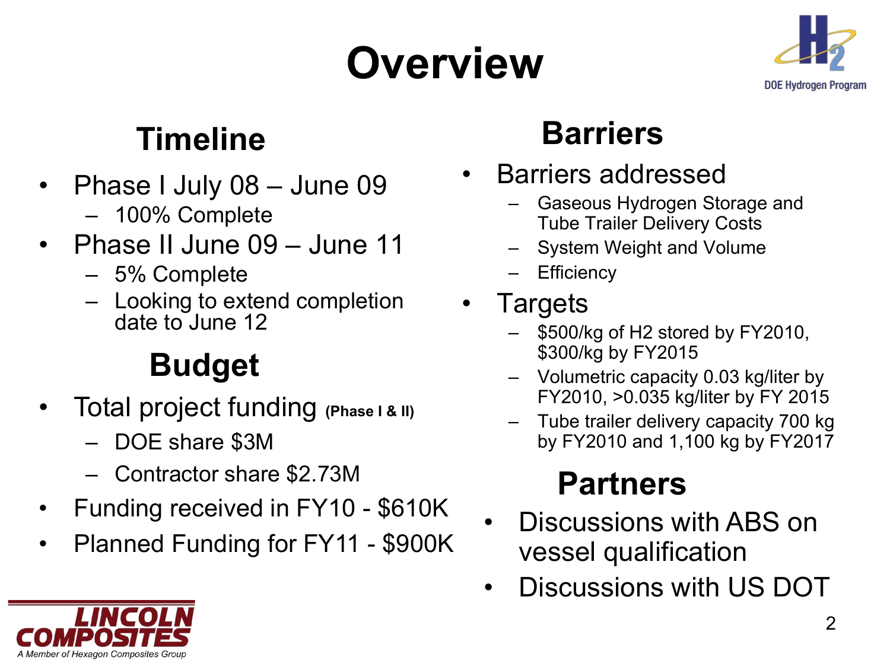# Overview

## Timeline

- Phase I July 08 – June 09
  - 100% Complete
- Phase II June 09 – June 11
  - 5% Complete
  - Looking to extend completion date to June 12

## Budget

- Total project funding **(Phase I & II)**
  - DOE share $3M
  - Contractor share $2.73M
- Funding received in FY10 - $610K
- Planned Funding for FY11 - $900K

## Barriers

- Barriers addressed
  - Gaseous Hydrogen Storage and Tube Trailer Delivery Costs
  - System Weight and Volume
  - Efficiency
- Targets
  - $500/kg of H2 stored by FY2010, $300/kg by FY2015
  - Volumetric capacity 0.03 kg/liter by FY2010, >0.035 kg/liter by FY 2015
  - Tube trailer delivery capacity 700 kg by FY2010 and 1,100 kg by FY2017

## Partners

- Discussions with ABS on vessel qualification
- Discussions with US DOT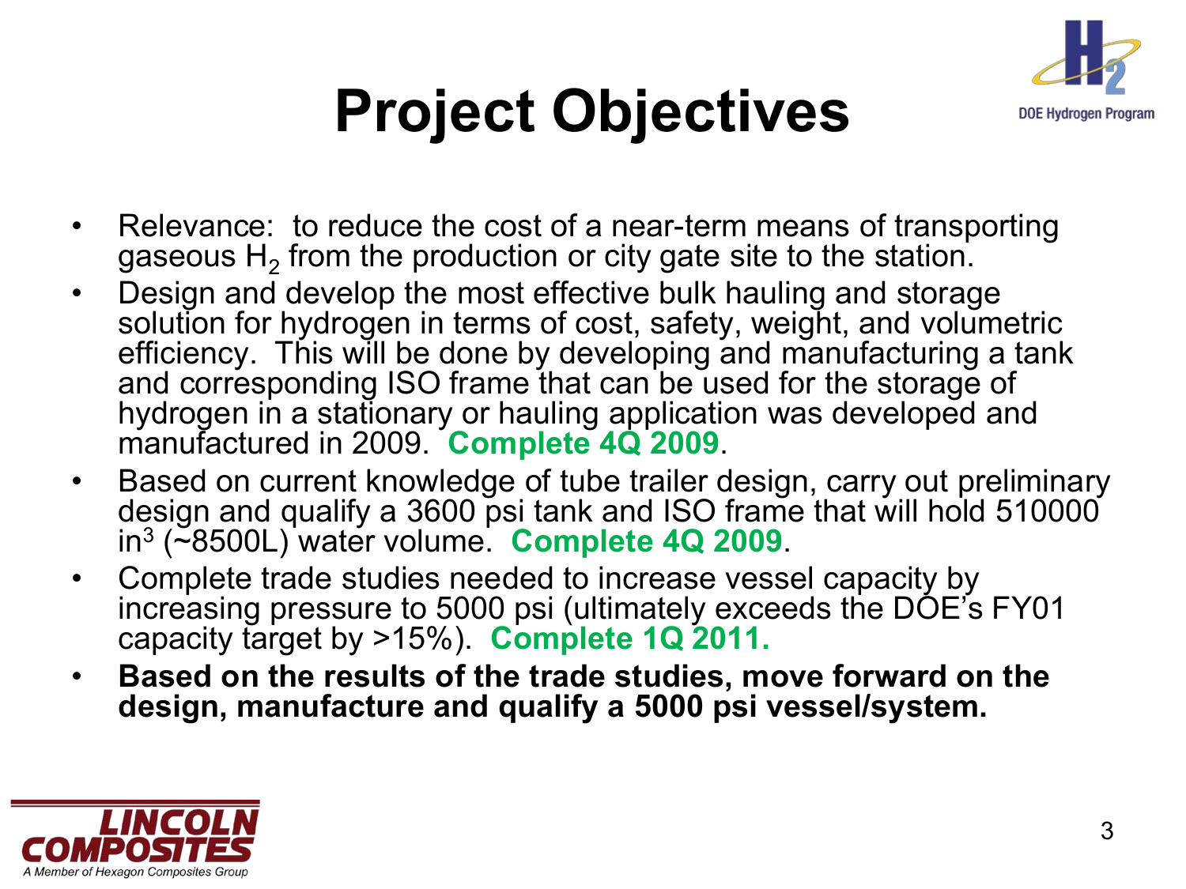# Project Objectives

- Relevance: to reduce the cost of a near-term means of transporting gaseous $H_2$ from the production or city gate site to the station.
- Design and develop the most effective bulk hauling and storage solution for hydrogen in terms of cost, safety, weight, and volumetric efficiency. This will be done by developing and manufacturing a tank and corresponding ISO frame that can be used for the storage of hydrogen in a stationary or hauling application was developed and manufactured in 2009. **Complete 4Q 2009**.
- Based on current knowledge of tube trailer design, carry out preliminary design and qualify a 3600 psi tank and ISO frame that will hold 510000 $in^3$ (~8500L) water volume. **Complete 4Q 2009**.
- Complete trade studies needed to increase vessel capacity by increasing pressure to 5000 psi (ultimately exceeds the DOE's FY01 capacity target by >15%). **Complete 1Q 2011.**
- **Based on the results of the trade studies, move forward on the design, manufacture and qualify a 5000 psi vessel/system.**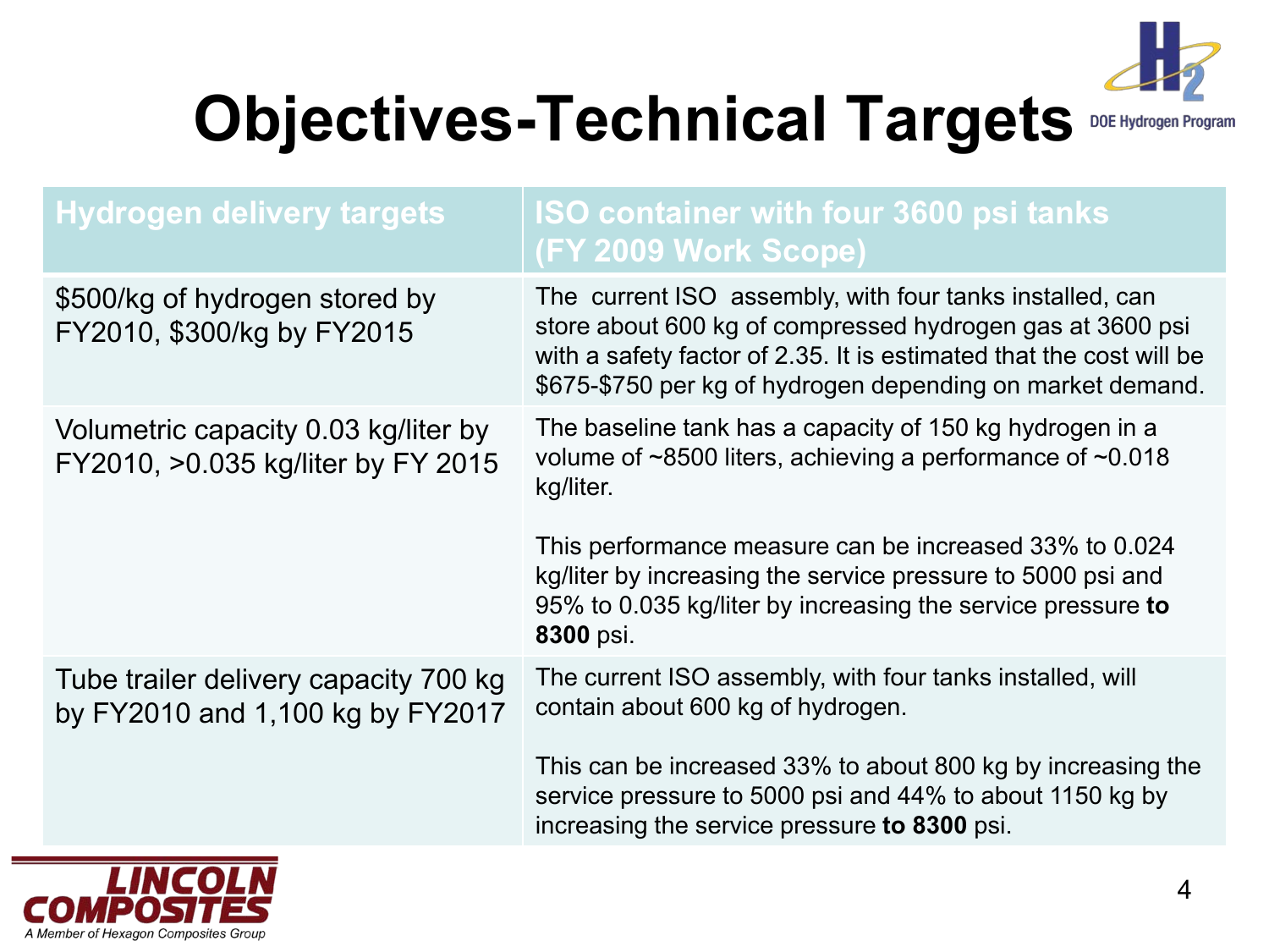# Objectives-Technical Targets

| Hydrogen delivery targets | ISO container with four 3600 psi tanks (FY 2009 Work Scope) |
|---|---|
| \$500/kg of hydrogen stored by FY2010, \$300/kg by FY2015 | The current ISO assembly, with four tanks installed, can store about 600 kg of compressed hydrogen gas at 3600 psi with a safety factor of 2.35. It is estimated that the cost will be \$675-\$750 per kg of hydrogen depending on market demand. |
| Volumetric capacity 0.03 kg/liter by FY2010, >0.035 kg/liter by FY 2015 | The baseline tank has a capacity of 150 kg hydrogen in a volume of ~8500 liters, achieving a performance of ~0.018 kg/liter.<br><br>This performance measure can be increased 33% to 0.024 kg/liter by increasing the service pressure to 5000 psi and 95% to 0.035 kg/liter by increasing the service pressure **to 8300** psi. |
| Tube trailer delivery capacity 700 kg by FY2010 and 1,100 kg by FY2017 | The current ISO assembly, with four tanks installed, will contain about 600 kg of hydrogen.<br><br>This can be increased 33% to about 800 kg by increasing the service pressure to 5000 psi and 44% to about 1150 kg by increasing the service pressure **to 8300** psi. |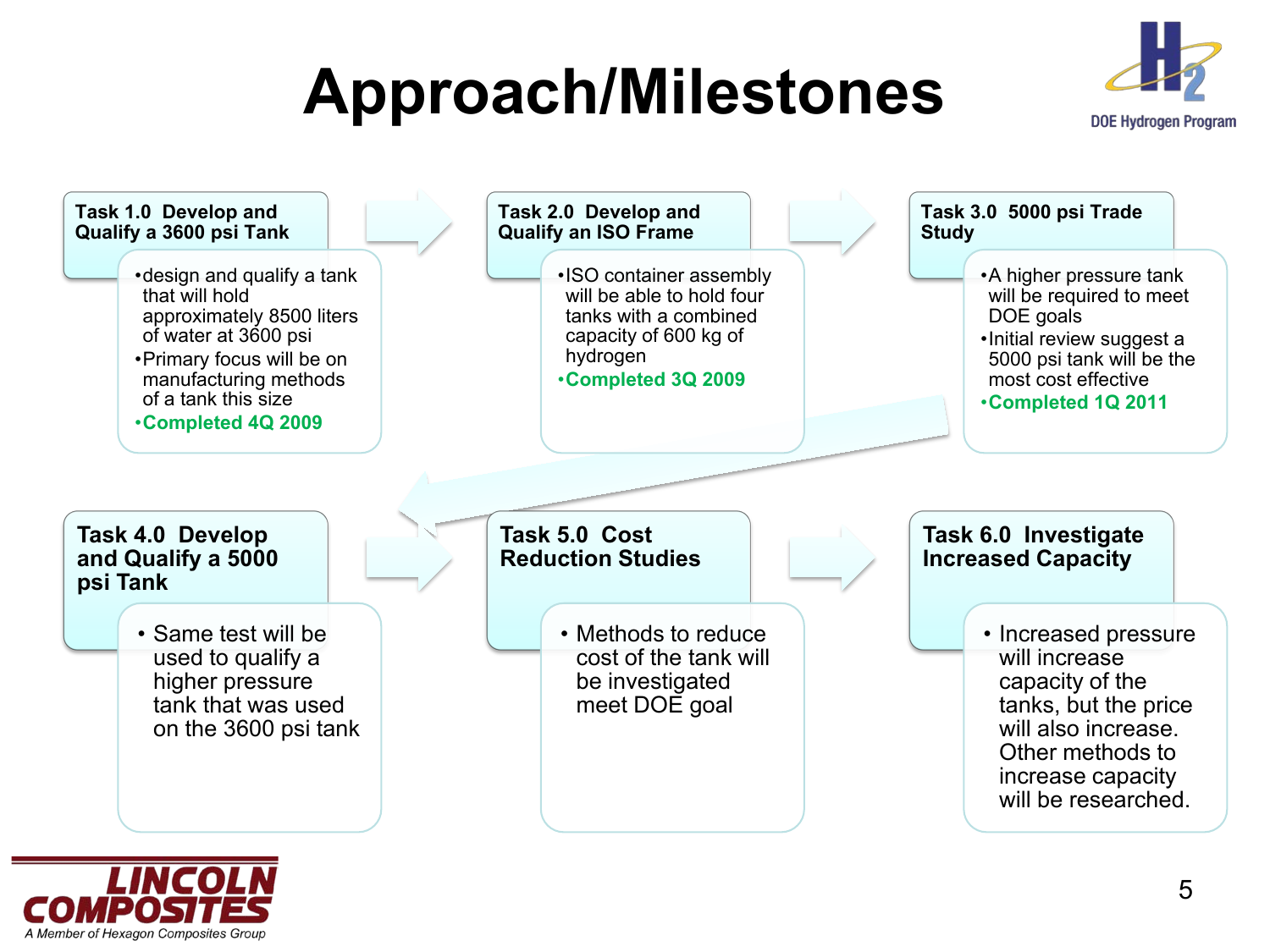# Approach/Milestones

### Task 1.0 Develop and Qualify a 3600 psi Tank

- design and qualify a tank that will hold approximately 8500 liters of water at 3600 psi
- Primary focus will be on manufacturing methods of a tank this size
- **Completed 4Q 2009**

### Task 2.0 Develop and Qualify an ISO Frame

- ISO container assembly will be able to hold four tanks with a combined capacity of 600 kg of hydrogen
- **Completed 3Q 2009**

### Task 3.0 5000 psi Trade Study

- A higher pressure tank will be required to meet DOE goals
- Initial review suggest a 5000 psi tank will be the most cost effective
- **Completed 1Q 2011**

### Task 4.0 Develop and Qualify a 5000 psi Tank

- Same test will be used to qualify a higher pressure tank that was used on the 3600 psi tank

### Task 5.0 Cost Reduction Studies

- Methods to reduce cost of the tank will be investigated meet DOE goal

### Task 6.0 Investigate Increased Capacity

- Increased pressure will increase capacity of the tanks, but the price will also increase. Other methods to increase capacity will be researched.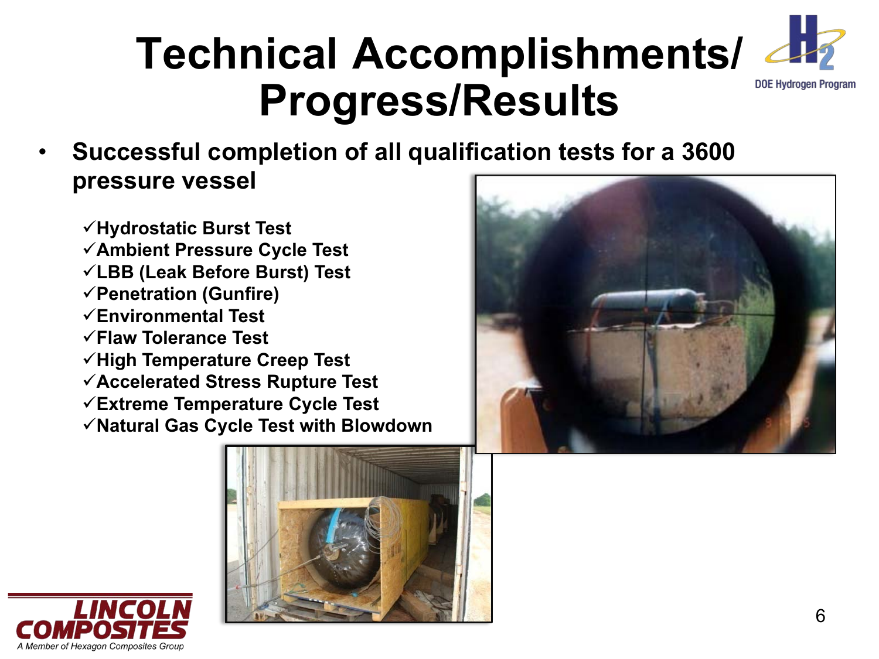# Technical Accomplishments/ Progress/Results

- **Successful completion of all qualification tests for a 3600 pressure vessel**

  - ✓**Hydrostatic Burst Test**
  - ✓**Ambient Pressure Cycle Test**
  - ✓**LBB (Leak Before Burst) Test**
  - ✓**Penetration (Gunfire)**
  - ✓**Environmental Test**
  - ✓**Flaw Tolerance Test**
  - ✓**High Temperature Creep Test**
  - ✓**Accelerated Stress Rupture Test**
  - ✓**Extreme Temperature Cycle Test**
  - ✓**Natural Gas Cycle Test with Blowdown**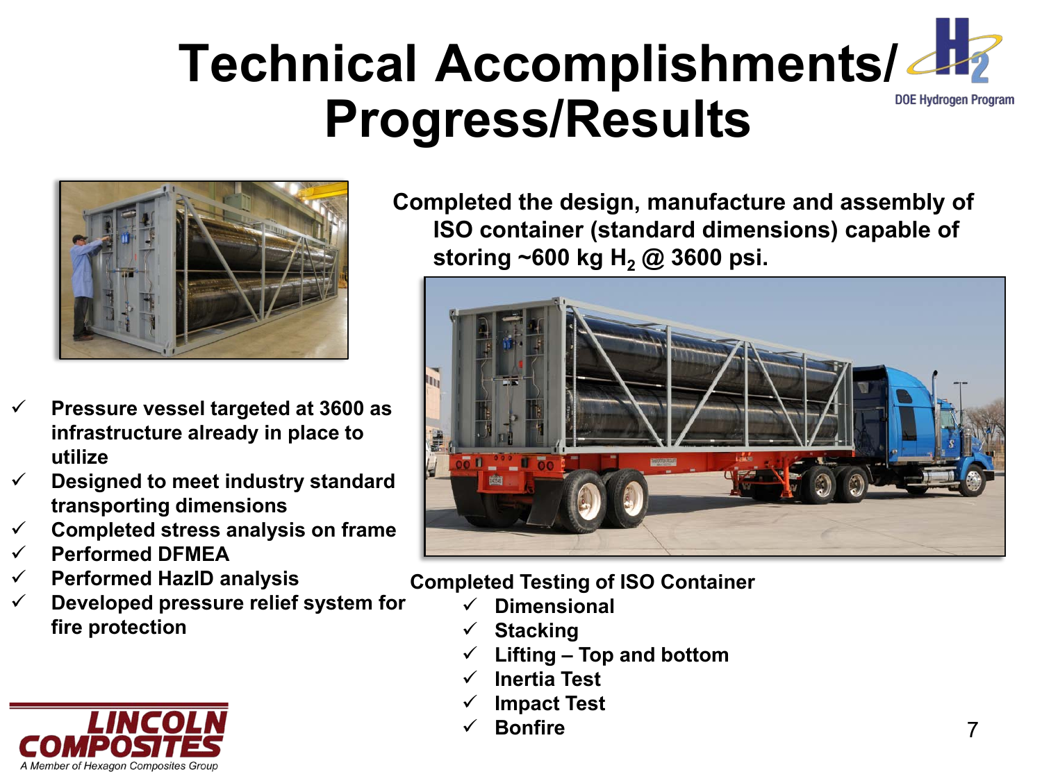# Technical Accomplishments/ Progress/Results

**Completed the design, manufacture and assembly of ISO container (standard dimensions) capable of storing ~600 kg $H_2$ @ 3600 psi.**

- ✓ **Pressure vessel targeted at 3600 as infrastructure already in place to utilize**
- ✓ **Designed to meet industry standard transporting dimensions**
- ✓ **Completed stress analysis on frame**
- ✓ **Performed DFMEA**
- ✓ **Performed HazID analysis**
- ✓ **Developed pressure relief system for fire protection**

**Completed Testing of ISO Container**

- ✓ **Dimensional**
- ✓ **Stacking**
- ✓ **Lifting – Top and bottom**
- ✓ **Inertia Test**
- ✓ **Impact Test**
- ✓ **Bonfire**

LINCOLN COMPOSITES

*A Member of Hexagon Composites Group*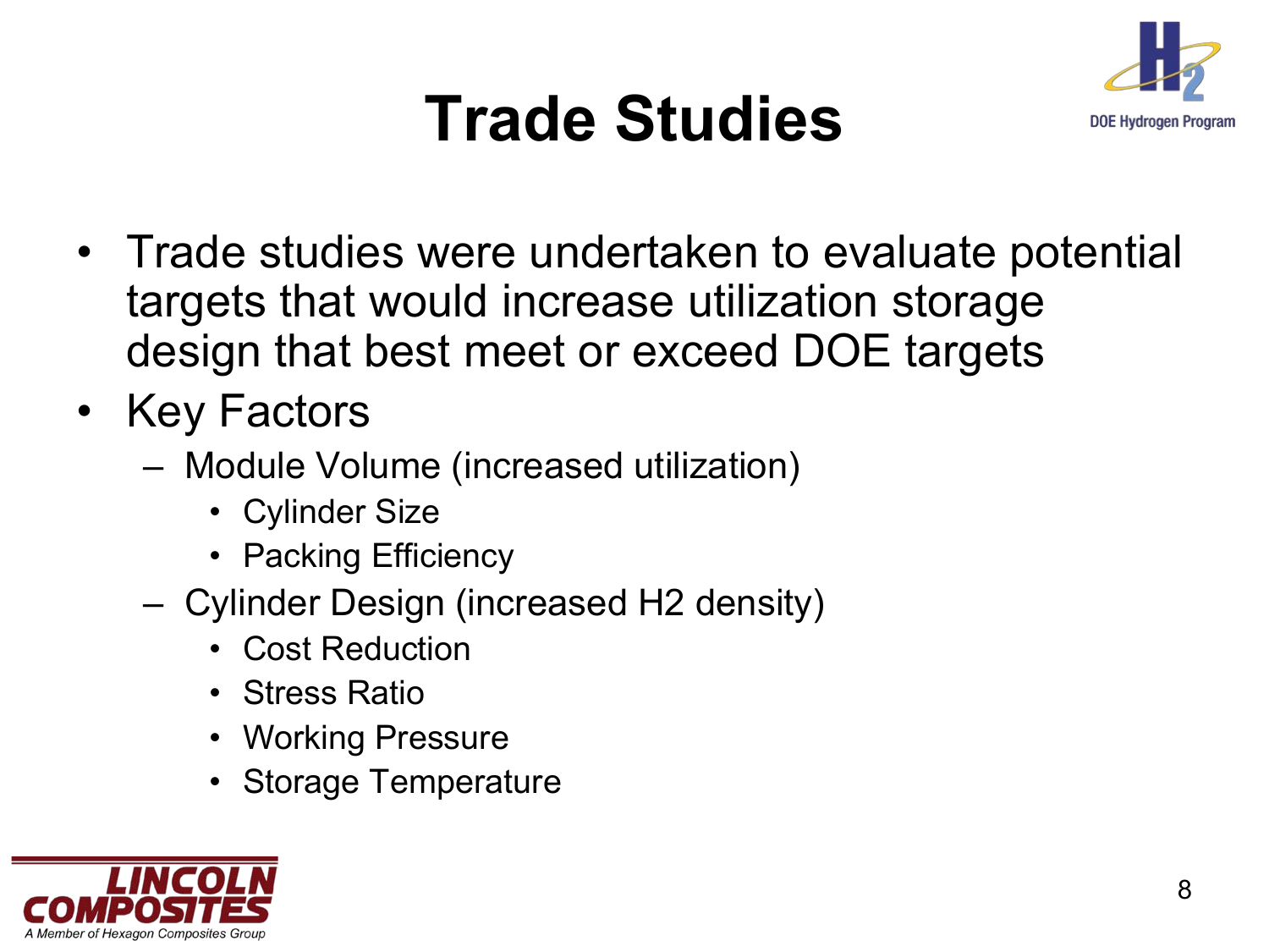# Trade Studies

- Trade studies were undertaken to evaluate potential targets that would increase utilization storage design that best meet or exceed DOE targets
- Key Factors
  - Module Volume (increased utilization)
    - Cylinder Size
    - Packing Efficiency
  - Cylinder Design (increased H2 density)
    - Cost Reduction
    - Stress Ratio
    - Working Pressure
    - Storage Temperature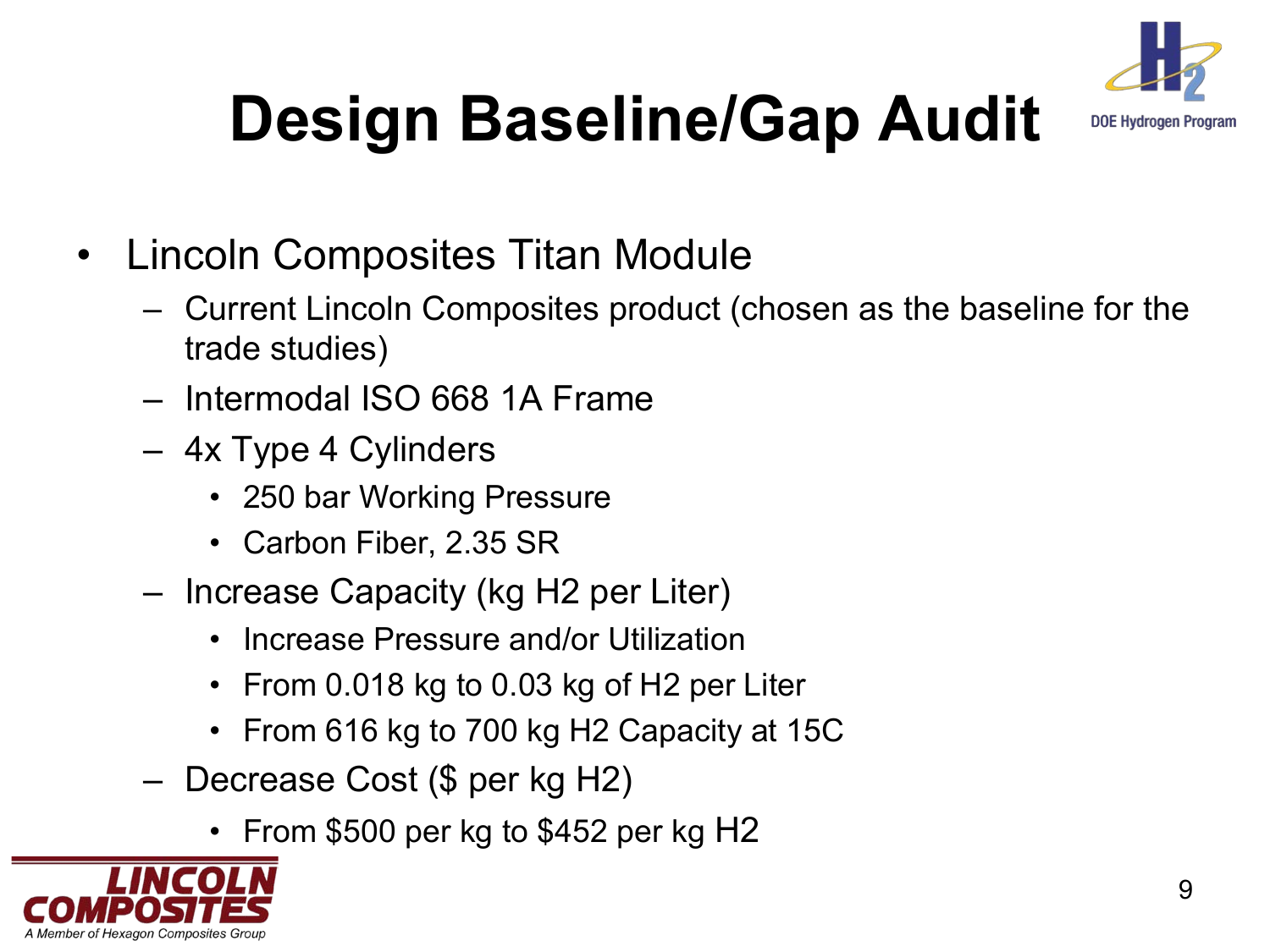# Design Baseline/Gap Audit

- Lincoln Composites Titan Module
  - Current Lincoln Composites product (chosen as the baseline for the trade studies)
  - Intermodal ISO 668 1A Frame
  - 4x Type 4 Cylinders
    - 250 bar Working Pressure
    - Carbon Fiber, 2.35 SR
  - Increase Capacity (kg H2 per Liter)
    - Increase Pressure and/or Utilization
    - From 0.018 kg to 0.03 kg of H2 per Liter
    - From 616 kg to 700 kg H2 Capacity at 15C
  - Decrease Cost ($ per kg H2)
    - From $500 per kg to $452 per kg H2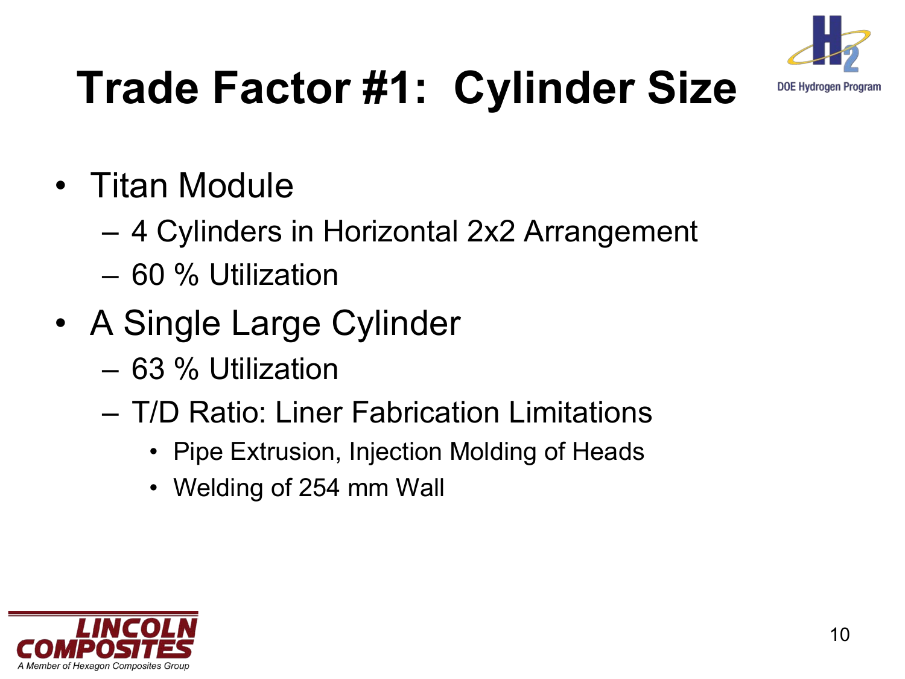# Trade Factor #1: Cylinder Size

- Titan Module
  - 4 Cylinders in Horizontal 2x2 Arrangement
  - 60 % Utilization
- A Single Large Cylinder
  - 63 % Utilization
  - T/D Ratio: Liner Fabrication Limitations
    - Pipe Extrusion, Injection Molding of Heads
    - Welding of 254 mm Wall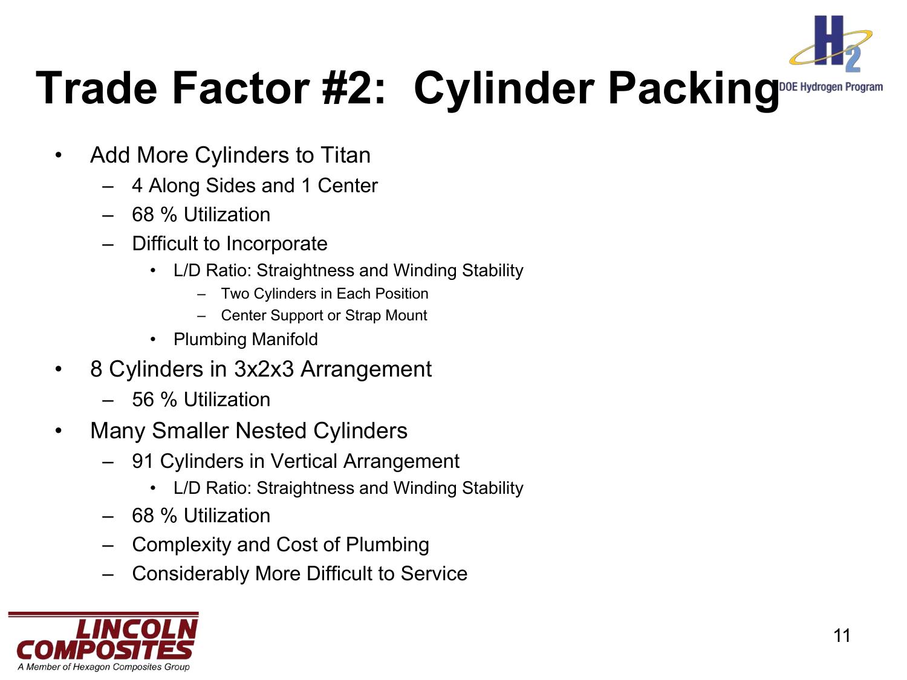# Trade Factor #2: Cylinder Packing

- Add More Cylinders to Titan
  - 4 Along Sides and 1 Center
  - 68 % Utilization
  - Difficult to Incorporate
    - L/D Ratio: Straightness and Winding Stability
      - Two Cylinders in Each Position
      - Center Support or Strap Mount
    - Plumbing Manifold
- 8 Cylinders in 3x2x3 Arrangement
  - 56 % Utilization
- Many Smaller Nested Cylinders
  - 91 Cylinders in Vertical Arrangement
    - L/D Ratio: Straightness and Winding Stability
  - 68 % Utilization
  - Complexity and Cost of Plumbing
  - Considerably More Difficult to Service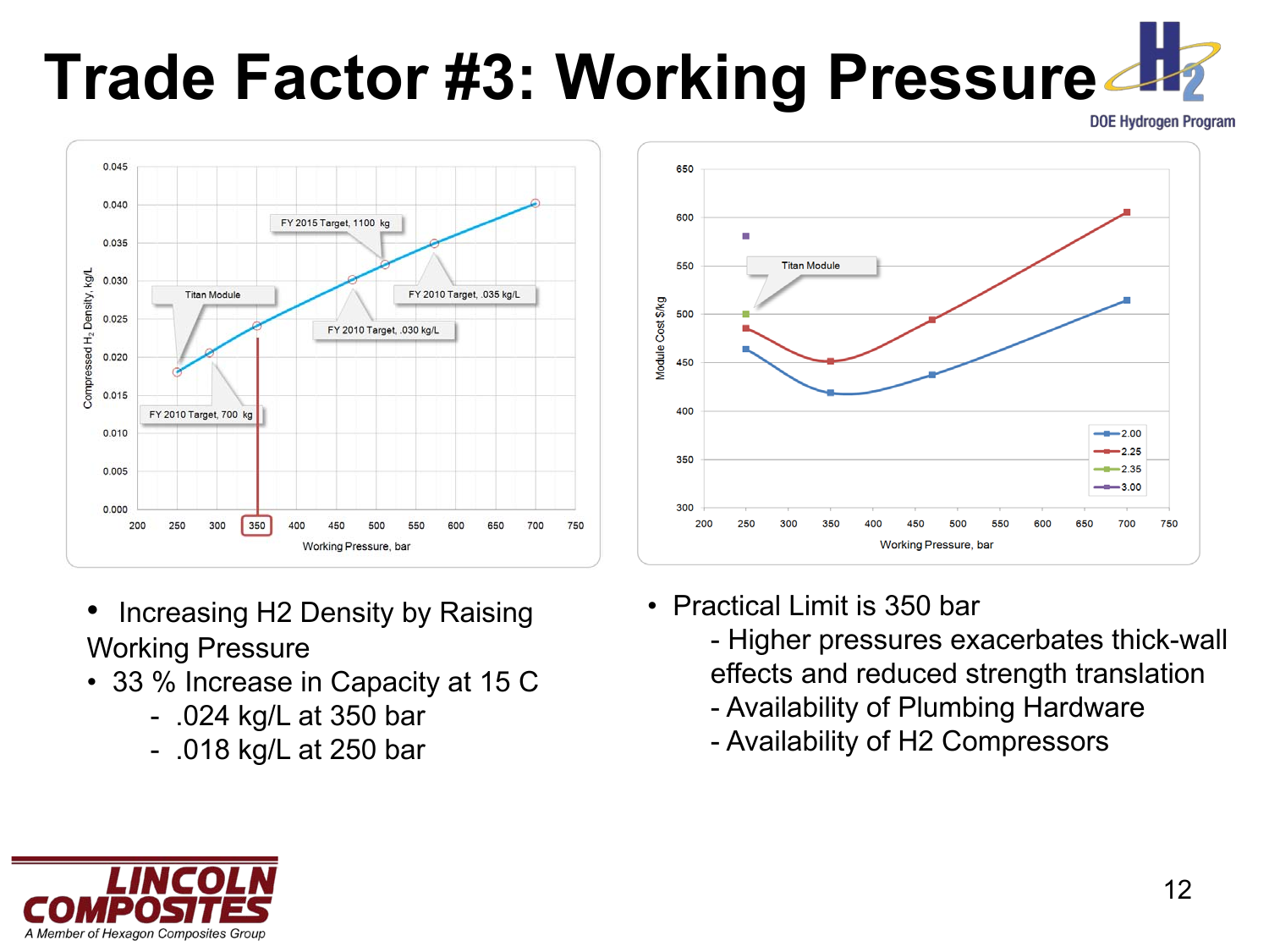# Trade Factor #3: Working Pressure

- Increasing H2 Density by Raising Working Pressure
- 33 % Increase in Capacity at 15 C
  - .024 kg/L at 350 bar
  - .018 kg/L at 250 bar

- Practical Limit is 350 bar
  - Higher pressures exacerbates thick-wall effects and reduced strength translation
  - Availability of Plumbing Hardware
  - Availability of H2 Compressors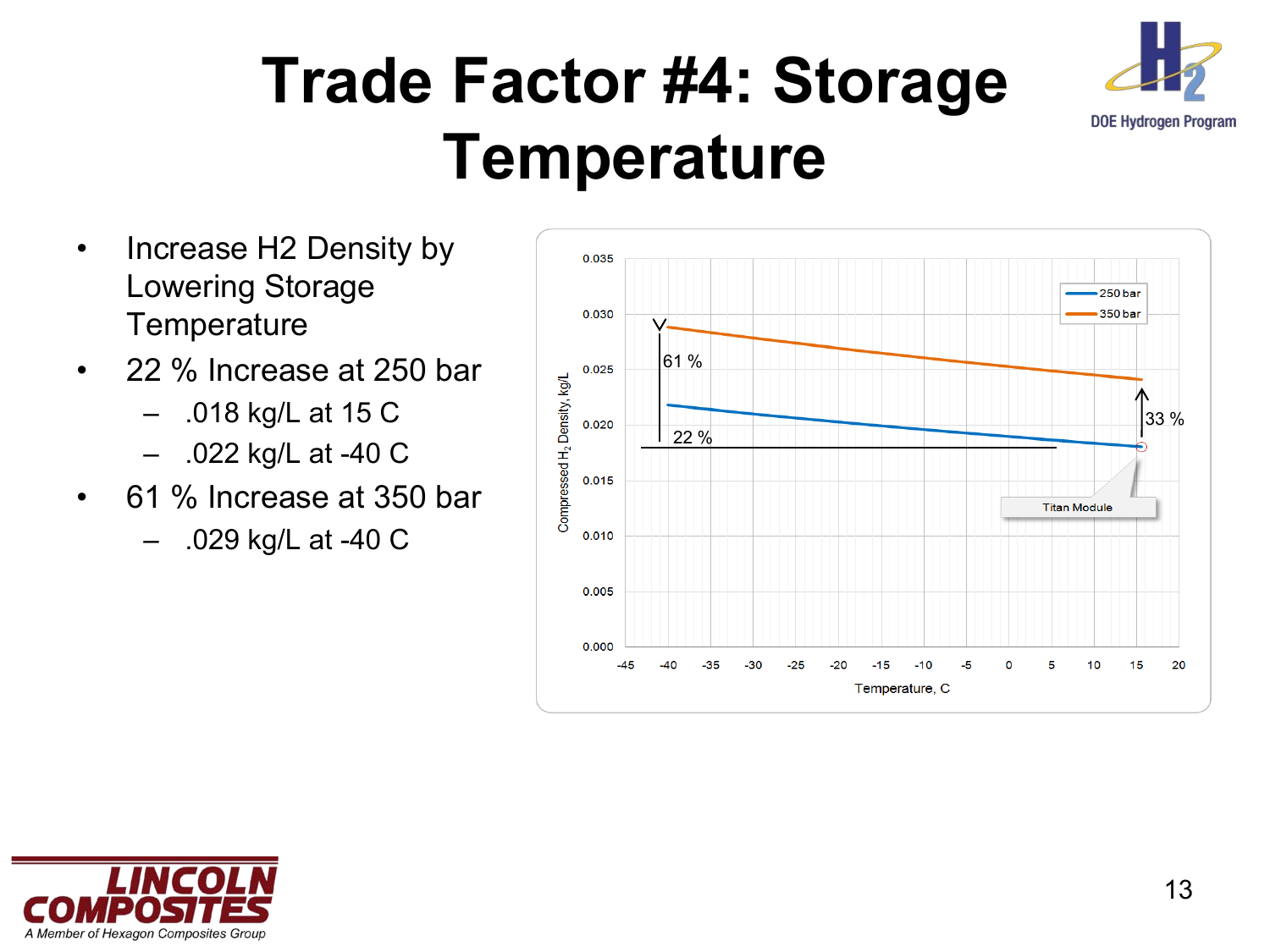# Trade Factor #4: Storage Temperature

- Increase H2 Density by Lowering Storage Temperature
- 22 % Increase at 250 bar
  - .018 kg/L at 15 C
  - .022 kg/L at -40 C
- 61 % Increase at 350 bar
  - .029 kg/L at -40 C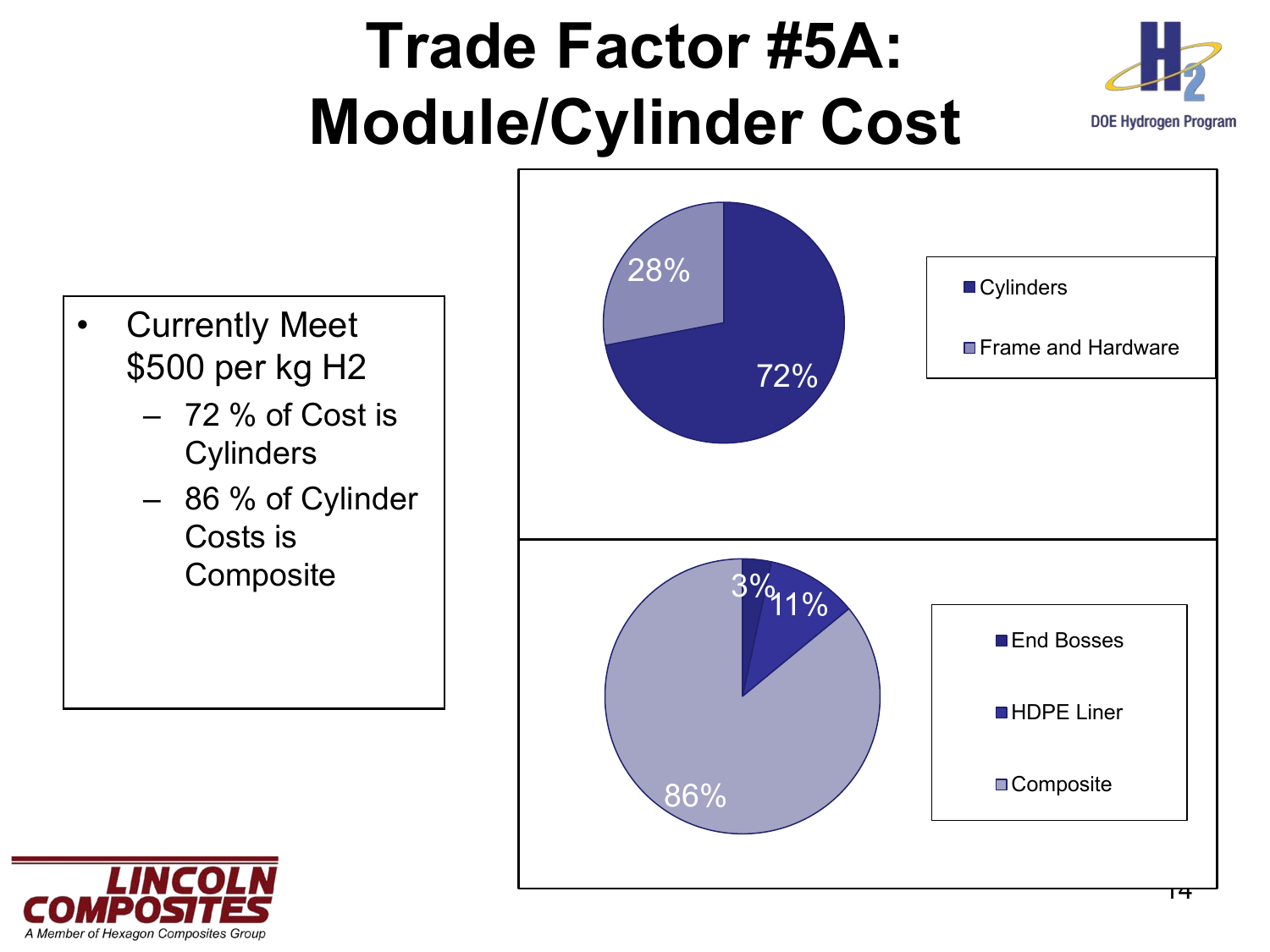# Trade Factor #5A: Module/Cylinder Cost

- Currently Meet $500 per kg H2
  - 72 % of Cost is Cylinders
  - 86 % of Cylinder Costs is Composite

| Module Cost Component | Share |
|---|---|
| Cylinders | 72% |
| Frame and Hardware | 28% |

| Cylinder Cost Component | Share |
|---|---|
| End Bosses | 3% |
| HDPE Liner | 11% |
| Composite | 86% |

LINCOLN COMPOSITES

*A Member of Hexagon Composites Group*

DOE Hydrogen Program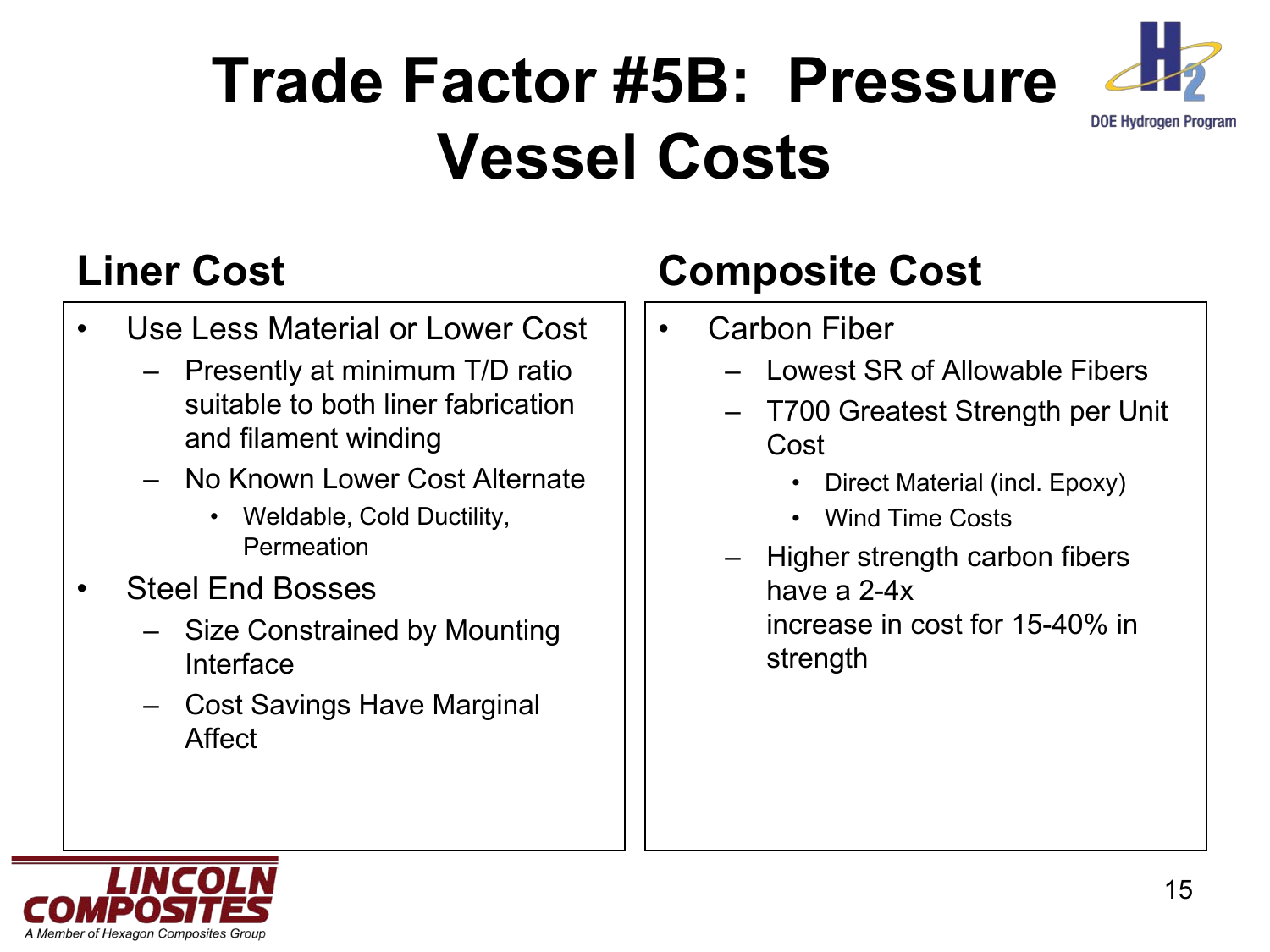# Trade Factor #5B: Pressure Vessel Costs

## Liner Cost

- Use Less Material or Lower Cost
  - Presently at minimum T/D ratio suitable to both liner fabrication and filament winding
  - No Known Lower Cost Alternate
    - Weldable, Cold Ductility, Permeation
- Steel End Bosses
  - Size Constrained by Mounting Interface
  - Cost Savings Have Marginal Affect

## Composite Cost

- Carbon Fiber
  - Lowest SR of Allowable Fibers
  - T700 Greatest Strength per Unit Cost
    - Direct Material (incl. Epoxy)
    - Wind Time Costs
  - Higher strength carbon fibers have a 2-4x increase in cost for 15-40% in strength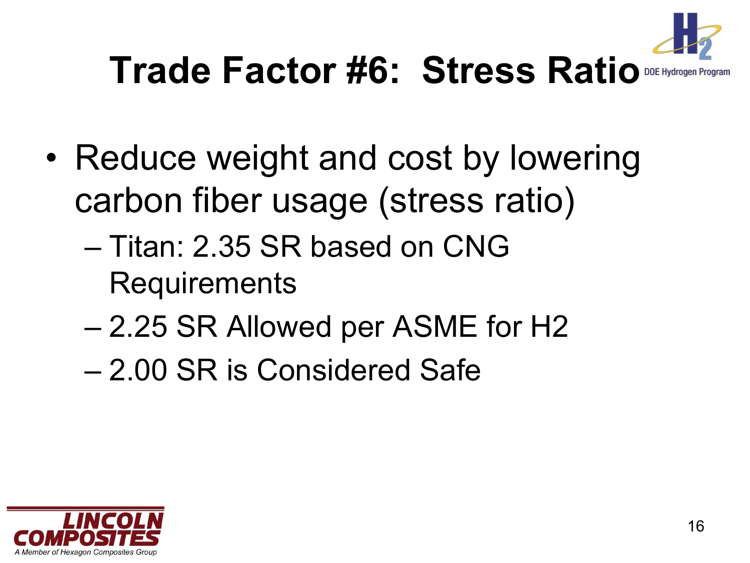# Trade Factor #6: Stress Ratio

- Reduce weight and cost by lowering carbon fiber usage (stress ratio)
  - Titan: 2.35 SR based on CNG Requirements
  - 2.25 SR Allowed per ASME for H2
  - 2.00 SR is Considered Safe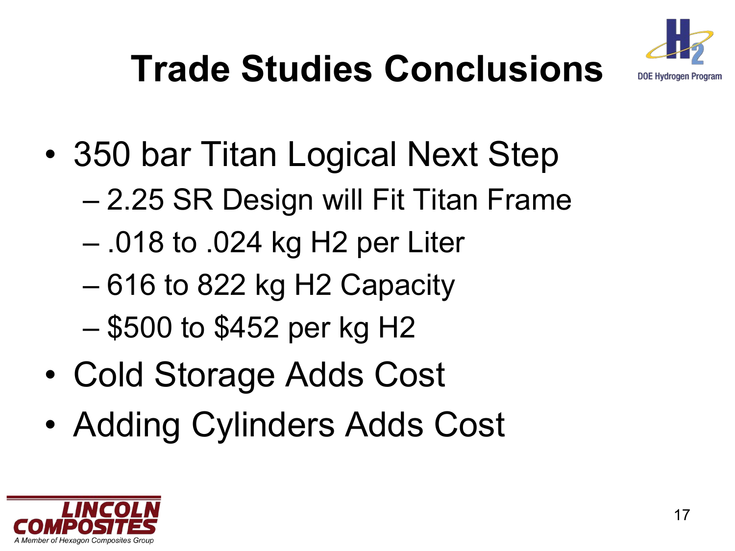# Trade Studies Conclusions

- 350 bar Titan Logical Next Step
  - 2.25 SR Design will Fit Titan Frame
  - .018 to .024 kg $H_2$ per Liter
  - 616 to 822 kg $H_2$ Capacity
  - $500 to $452 per kg $H_2$
- Cold Storage Adds Cost
- Adding Cylinders Adds Cost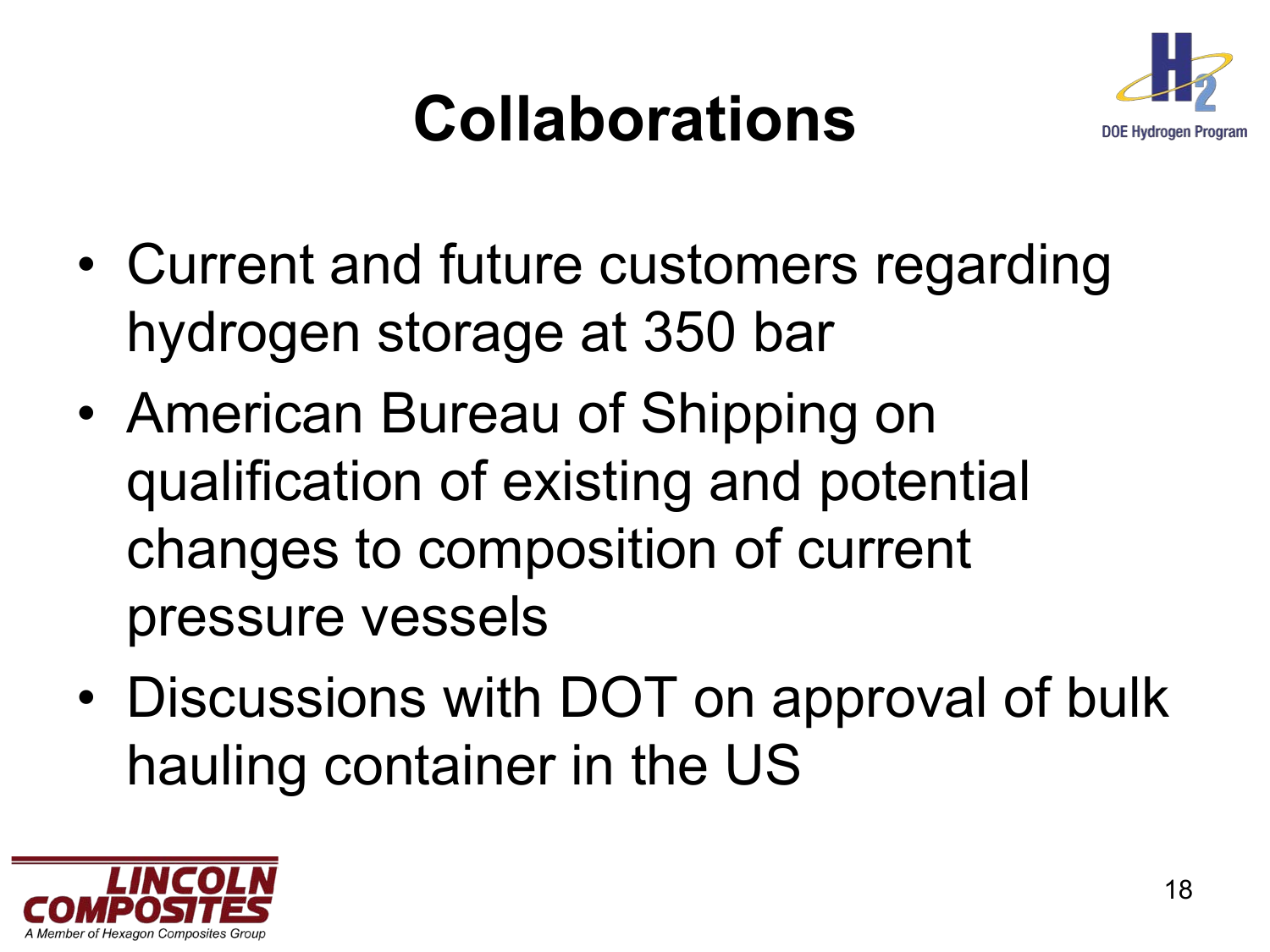# Collaborations

- Current and future customers regarding hydrogen storage at 350 bar
- American Bureau of Shipping on qualification of existing and potential changes to composition of current pressure vessels
- Discussions with DOT on approval of bulk hauling container in the US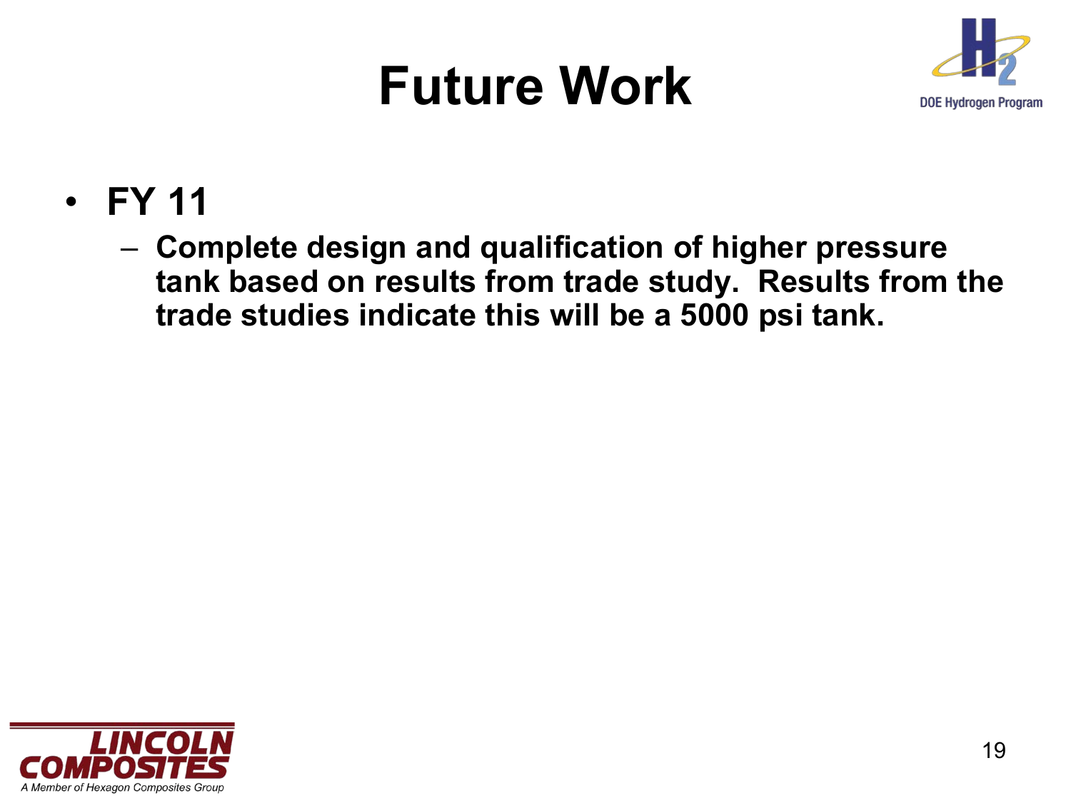# Future Work

- **FY 11**
  - **Complete design and qualification of higher pressure tank based on results from trade study. Results from the trade studies indicate this will be a 5000 psi tank.**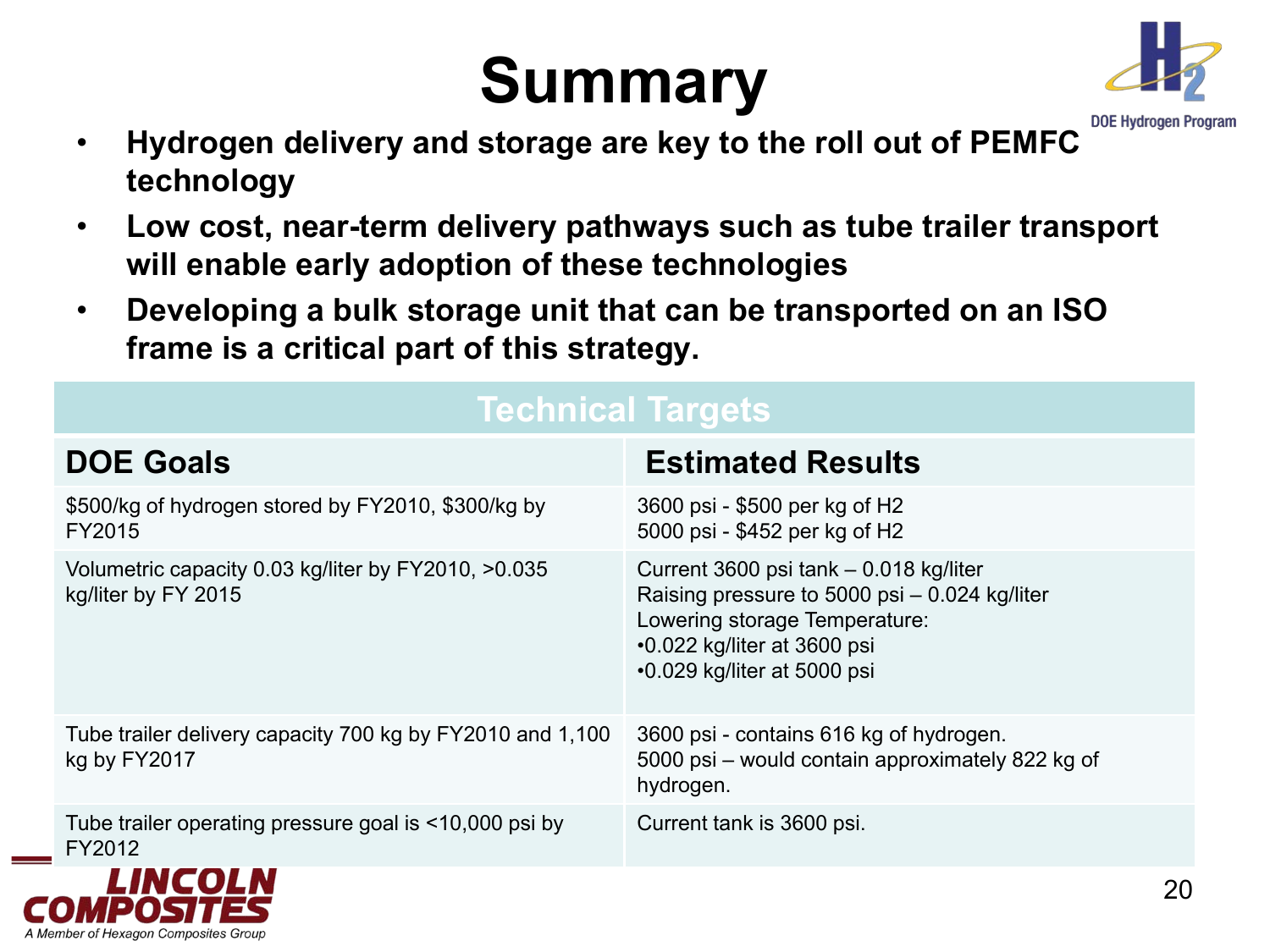# Summary

- **Hydrogen delivery and storage are key to the roll out of PEMFC technology**
- **Low cost, near-term delivery pathways such as tube trailer transport will enable early adoption of these technologies**
- **Developing a bulk storage unit that can be transported on an ISO frame is a critical part of this strategy.**

| Technical Targets | |
|---|---|
| **DOE Goals** | **Estimated Results** |
| \$500/kg of hydrogen stored by FY2010, \$300/kg by FY2015 | 3600 psi - \$500 per kg of H2<br>5000 psi - \$452 per kg of H2 |
| Volumetric capacity 0.03 kg/liter by FY2010, >0.035 kg/liter by FY 2015 | Current 3600 psi tank – 0.018 kg/liter<br>Raising pressure to 5000 psi – 0.024 kg/liter<br>Lowering storage Temperature:<br>•0.022 kg/liter at 3600 psi<br>•0.029 kg/liter at 5000 psi |
| Tube trailer delivery capacity 700 kg by FY2010 and 1,100 kg by FY2017 | 3600 psi - contains 616 kg of hydrogen.<br>5000 psi – would contain approximately 822 kg of hydrogen. |
| Tube trailer operating pressure goal is <10,000 psi by FY2012 | Current tank is 3600 psi. |